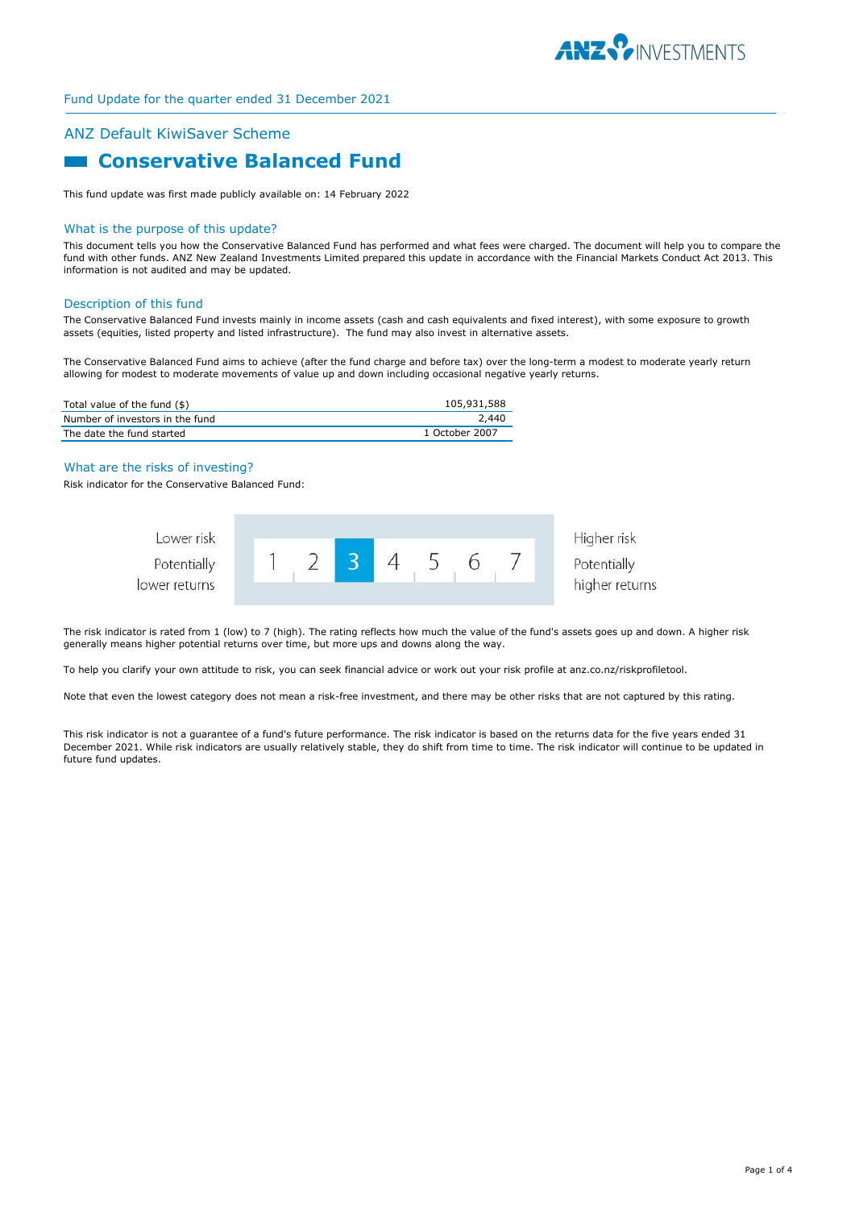Fund Update for the quarter ended 31 December 2021

## ANZ Default KiwiSaver Scheme

# Conservative Balanced Fund

This fund update was first made publicly available on: 14 February 2022

### What is the purpose of this update?

This document tells you how the Conservative Balanced Fund has performed and what fees were charged. The document will help you to compare the fund with other funds. ANZ New Zealand Investments Limited prepared this update in accordance with the Financial Markets Conduct Act 2013. This information is not audited and may be updated.

### Description of this fund

The Conservative Balanced Fund invests mainly in income assets (cash and cash equivalents and fixed interest), with some exposure to growth assets (equities, listed property and listed infrastructure). The fund may also invest in alternative assets.

The Conservative Balanced Fund aims to achieve (after the fund charge and before tax) over the long-term a modest to moderate yearly return allowing for modest to moderate movements of value up and down including occasional negative yearly returns.

| | |
|---|---|
| Total value of the fund ($) | 105,931,588 |
| Number of investors in the fund | 2,440 |
| The date the fund started | 1 October 2007 |

### What are the risks of investing?

Risk indicator for the Conservative Balanced Fund:

| Lower risk<br>Potentially lower returns | 1 | 2 | **3** | 4 | 5 | 6 | 7 | Higher risk<br>Potentially higher returns |
|---|---|---|---|---|---|---|---|---|

The risk indicator is rated from 1 (low) to 7 (high). The rating reflects how much the value of the fund's assets goes up and down. A higher risk generally means higher potential returns over time, but more ups and downs along the way.

To help you clarify your own attitude to risk, you can seek financial advice or work out your risk profile at anz.co.nz/riskprofiletool.

Note that even the lowest category does not mean a risk-free investment, and there may be other risks that are not captured by this rating.

This risk indicator is not a guarantee of a fund's future performance. The risk indicator is based on the returns data for the five years ended 31 December 2021. While risk indicators are usually relatively stable, they do shift from time to time. The risk indicator will continue to be updated in future fund updates.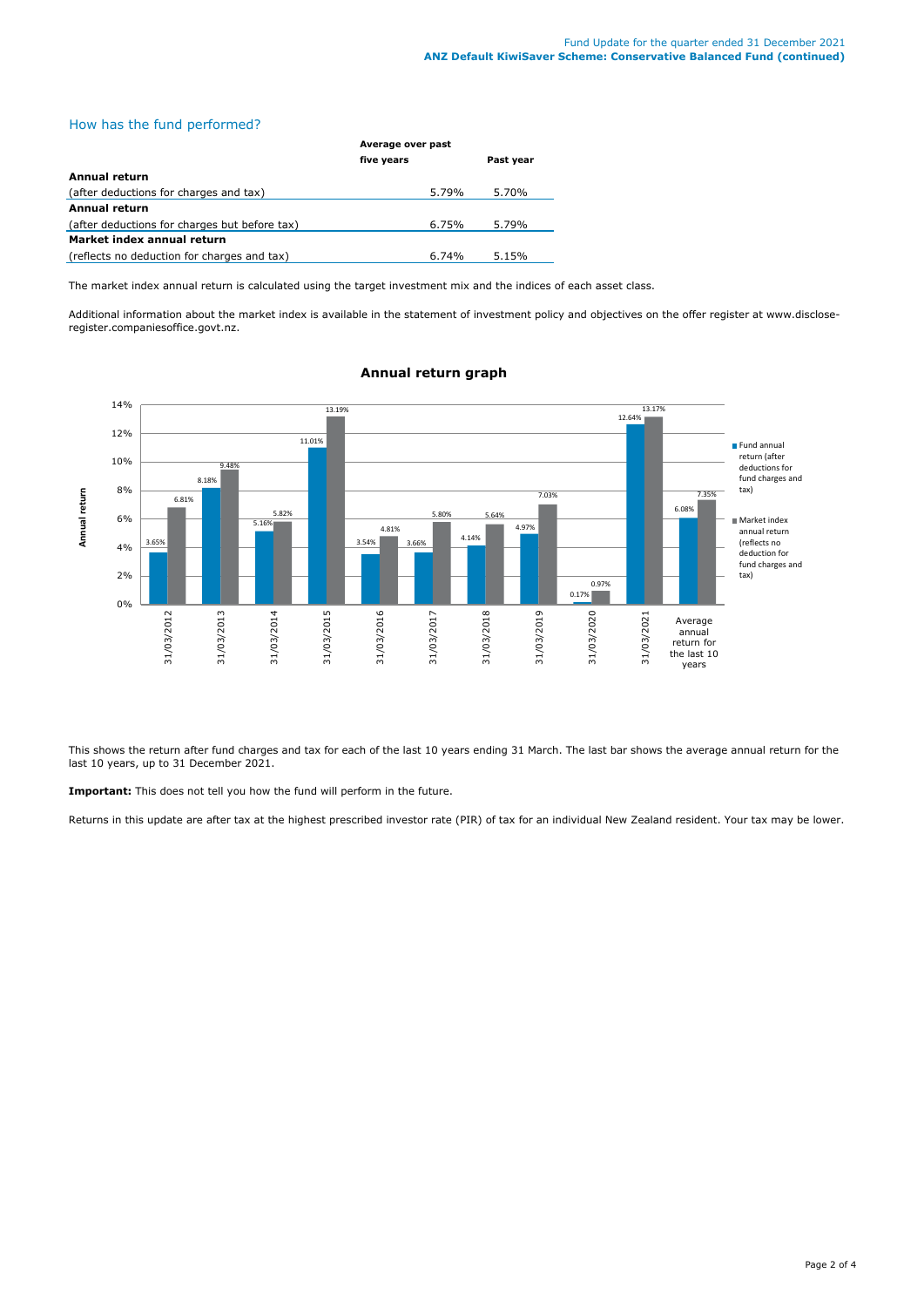## How has the fund performed?

| | Average over past five years | Past year |
|---|---|---|
| **Annual return** | | |
| (after deductions for charges and tax) | 5.79% | 5.70% |
| **Annual return** | | |
| (after deductions for charges but before tax) | 6.75% | 5.79% |
| **Market index annual return** | | |
| (reflects no deduction for charges and tax) | 6.74% | 5.15% |

The market index annual return is calculated using the target investment mix and the indices of each asset class.

Additional information about the market index is available in the statement of investment policy and objectives on the offer register at www.disclose-register.companiesoffice.govt.nz.

### Annual return graph

| | Fund annual return (after deductions for fund charges and tax) | Market index annual return (reflects no deduction for fund charges and tax) |
|---|---|---|
| 31/03/2012 | 3.65% | 6.81% |
| 31/03/2013 | 8.18% | 9.48% |
| 31/03/2014 | 5.16% | 5.82% |
| 31/03/2015 | 11.01% | 13.19% |
| 31/03/2016 | 3.54% | 4.81% |
| 31/03/2017 | 3.66% | 5.80% |
| 31/03/2018 | 4.14% | 5.64% |
| 31/03/2019 | 4.97% | 7.03% |
| 31/03/2020 | 0.17% | 0.97% |
| 31/03/2021 | 12.64% | 13.17% |
| Average annual return for the last 10 years | 6.08% | 7.35% |

This shows the return after fund charges and tax for each of the last 10 years ending 31 March. The last bar shows the average annual return for the last 10 years, up to 31 December 2021.

**Important:** This does not tell you how the fund will perform in the future.

Returns in this update are after tax at the highest prescribed investor rate (PIR) of tax for an individual New Zealand resident. Your tax may be lower.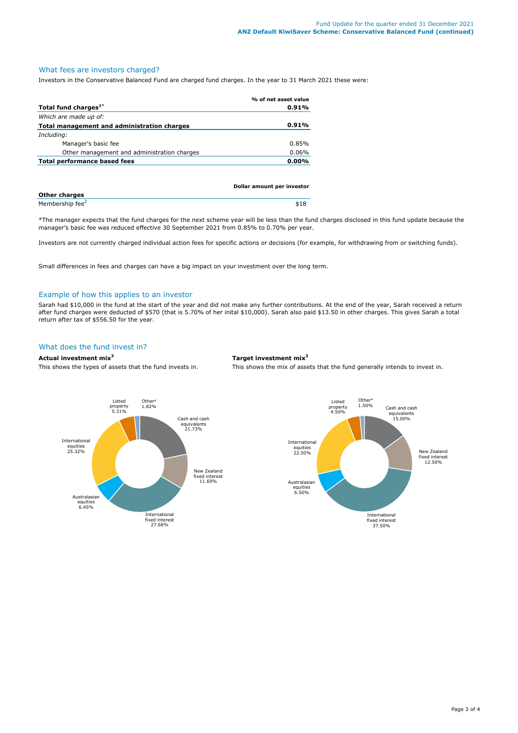## What fees are investors charged?

Investors in the Conservative Balanced Fund are charged fund charges. In the year to 31 March 2021 these were:

| | % of net asset value |
|---|---|
| **Total fund charges[1*]** | **0.91%** |
| *Which are made up of:* | |
| **Total management and administration charges** | **0.91%** |
| *Including:* | |
| Manager's basic fee | 0.85% |
| Other management and administration charges | 0.06% |
| **Total performance based fees** | **0.00%** |

| | Dollar amount per investor |
|---|---|
| **Other charges** | |
| Membership fee[2] | $18 |

*The manager expects that the fund charges for the next scheme year will be less than the fund charges disclosed in this fund update because the manager's basic fee was reduced effective 30 September 2021 from 0.85% to 0.70% per year.

Investors are not currently charged individual action fees for specific actions or decisions (for example, for withdrawing from or switching funds).

Small differences in fees and charges can have a big impact on your investment over the long term.

## Example of how this applies to an investor

Sarah had $10,000 in the fund at the start of the year and did not make any further contributions. At the end of the year, Sarah received a return after fund charges were deducted of $570 (that is 5.70% of her inital $10,000). Sarah also paid $13.50 in other charges. This gives Sarah a total return after tax of $556.50 for the year.

## What does the fund invest in?

**Actual investment mix[3]**

This shows the types of assets that the fund invests in.

| Asset type | Actual |
|---|---|
| Cash and cash equivalents | 21.73% |
| New Zealand fixed interest | 11.69% |
| International fixed interest | 27.68% |
| Australasian equities | 6.45% |
| International equities | 25.32% |
| Listed property | 5.31% |
| Other[4] | 1.82% |

**Target investment mix[3]**

This shows the mix of assets that the fund generally intends to invest in.

| Asset type | Target |
|---|---|
| Cash and cash equivalents | 15.00% |
| New Zealand fixed interest | 12.50% |
| International fixed interest | 37.50% |
| Australasian equities | 6.50% |
| International equities | 22.50% |
| Listed property | 4.50% |
| Other[4] | 1.50% |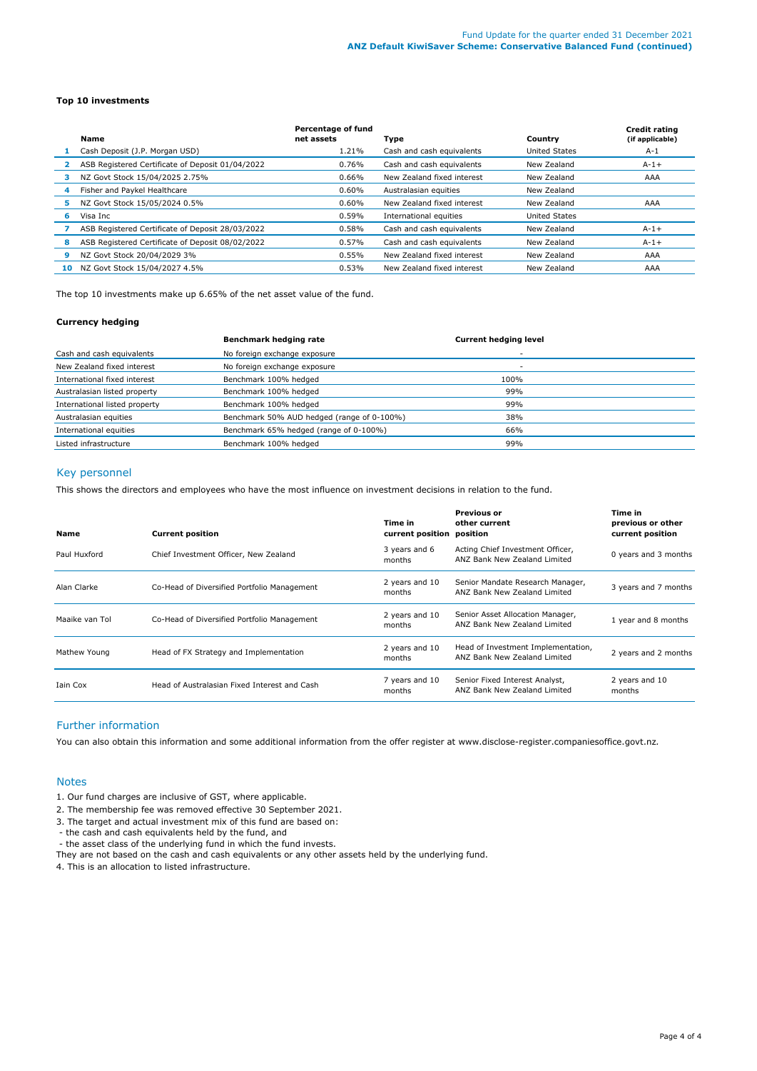### Top 10 investments

| | Name | Percentage of fund net assets | Type | Country | Credit rating (if applicable) |
|---|---|---|---|---|---|
| 1 | Cash Deposit (J.P. Morgan USD) | 1.21% | Cash and cash equivalents | United States | A-1 |
| 2 | ASB Registered Certificate of Deposit 01/04/2022 | 0.76% | Cash and cash equivalents | New Zealand | A-1+ |
| 3 | NZ Govt Stock 15/04/2025 2.75% | 0.66% | New Zealand fixed interest | New Zealand | AAA |
| 4 | Fisher and Paykel Healthcare | 0.60% | Australasian equities | New Zealand | |
| 5 | NZ Govt Stock 15/05/2024 0.5% | 0.60% | New Zealand fixed interest | New Zealand | AAA |
| 6 | Visa Inc | 0.59% | International equities | United States | |
| 7 | ASB Registered Certificate of Deposit 28/03/2022 | 0.58% | Cash and cash equivalents | New Zealand | A-1+ |
| 8 | ASB Registered Certificate of Deposit 08/02/2022 | 0.57% | Cash and cash equivalents | New Zealand | A-1+ |
| 9 | NZ Govt Stock 20/04/2029 3% | 0.55% | New Zealand fixed interest | New Zealand | AAA |
| 10 | NZ Govt Stock 15/04/2027 4.5% | 0.53% | New Zealand fixed interest | New Zealand | AAA |

The top 10 investments make up 6.65% of the net asset value of the fund.

### Currency hedging

| | Benchmark hedging rate | Current hedging level |
|---|---|---|
| Cash and cash equivalents | No foreign exchange exposure | - |
| New Zealand fixed interest | No foreign exchange exposure | - |
| International fixed interest | Benchmark 100% hedged | 100% |
| Australasian listed property | Benchmark 100% hedged | 99% |
| International listed property | Benchmark 100% hedged | 99% |
| Australasian equities | Benchmark 50% AUD hedged (range of 0-100%) | 38% |
| International equities | Benchmark 65% hedged (range of 0-100%) | 66% |
| Listed infrastructure | Benchmark 100% hedged | 99% |

## Key personnel

This shows the directors and employees who have the most influence on investment decisions in relation to the fund.

| Name | Current position | Time in current position | Previous or other current position | Time in previous or other current position |
|---|---|---|---|---|
| Paul Huxford | Chief Investment Officer, New Zealand | 3 years and 6 months | Acting Chief Investment Officer, ANZ Bank New Zealand Limited | 0 years and 3 months |
| Alan Clarke | Co-Head of Diversified Portfolio Management | 2 years and 10 months | Senior Mandate Research Manager, ANZ Bank New Zealand Limited | 3 years and 7 months |
| Maaike van Tol | Co-Head of Diversified Portfolio Management | 2 years and 10 months | Senior Asset Allocation Manager, ANZ Bank New Zealand Limited | 1 year and 8 months |
| Mathew Young | Head of FX Strategy and Implementation | 2 years and 10 months | Head of Investment Implementation, ANZ Bank New Zealand Limited | 2 years and 2 months |
| Iain Cox | Head of Australasian Fixed Interest and Cash | 7 years and 10 months | Senior Fixed Interest Analyst, ANZ Bank New Zealand Limited | 2 years and 10 months |

## Further information

You can also obtain this information and some additional information from the offer register at www.disclose-register.companiesoffice.govt.nz.

## Notes

1. Our fund charges are inclusive of GST, where applicable.
2. The membership fee was removed effective 30 September 2021.
3. The target and actual investment mix of this fund are based on:
   - the cash and cash equivalents held by the fund, and
   - the asset class of the underlying fund in which the fund invests.

   They are not based on the cash and cash equivalents or any other assets held by the underlying fund.
4. This is an allocation to listed infrastructure.